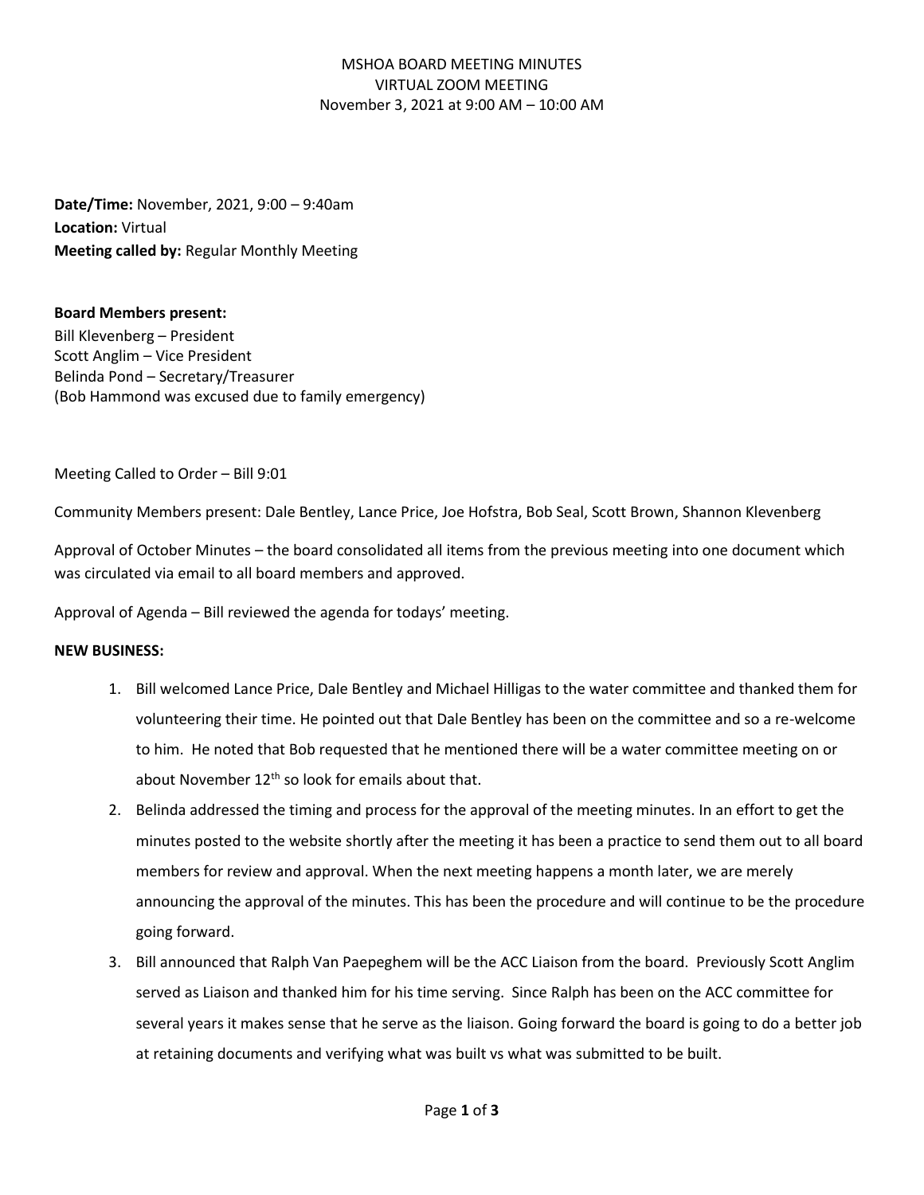MSHOA BOARD MEETING MINUTES
VIRTUAL ZOOM MEETING
November 3, 2021 at 9:00 AM – 10:00 AM

**Date/Time:** November, 2021, 9:00 – 9:40am
**Location:** Virtual
**Meeting called by:** Regular Monthly Meeting

**Board Members present:**
Bill Klevenberg – President
Scott Anglim – Vice President
Belinda Pond – Secretary/Treasurer
(Bob Hammond was excused due to family emergency)

Meeting Called to Order – Bill 9:01

Community Members present: Dale Bentley, Lance Price, Joe Hofstra, Bob Seal, Scott Brown, Shannon Klevenberg

Approval of October Minutes – the board consolidated all items from the previous meeting into one document which was circulated via email to all board members and approved.

Approval of Agenda – Bill reviewed the agenda for todays' meeting.

**NEW BUSINESS:**

1. Bill welcomed Lance Price, Dale Bentley and Michael Hilligas to the water committee and thanked them for volunteering their time. He pointed out that Dale Bentley has been on the committee and so a re-welcome to him. He noted that Bob requested that he mentioned there will be a water committee meeting on or about November 12th so look for emails about that.
2. Belinda addressed the timing and process for the approval of the meeting minutes. In an effort to get the minutes posted to the website shortly after the meeting it has been a practice to send them out to all board members for review and approval. When the next meeting happens a month later, we are merely announcing the approval of the minutes. This has been the procedure and will continue to be the procedure going forward.
3. Bill announced that Ralph Van Paepeghem will be the ACC Liaison from the board. Previously Scott Anglim served as Liaison and thanked him for his time serving. Since Ralph has been on the ACC committee for several years it makes sense that he serve as the liaison. Going forward the board is going to do a better job at retaining documents and verifying what was built vs what was submitted to be built.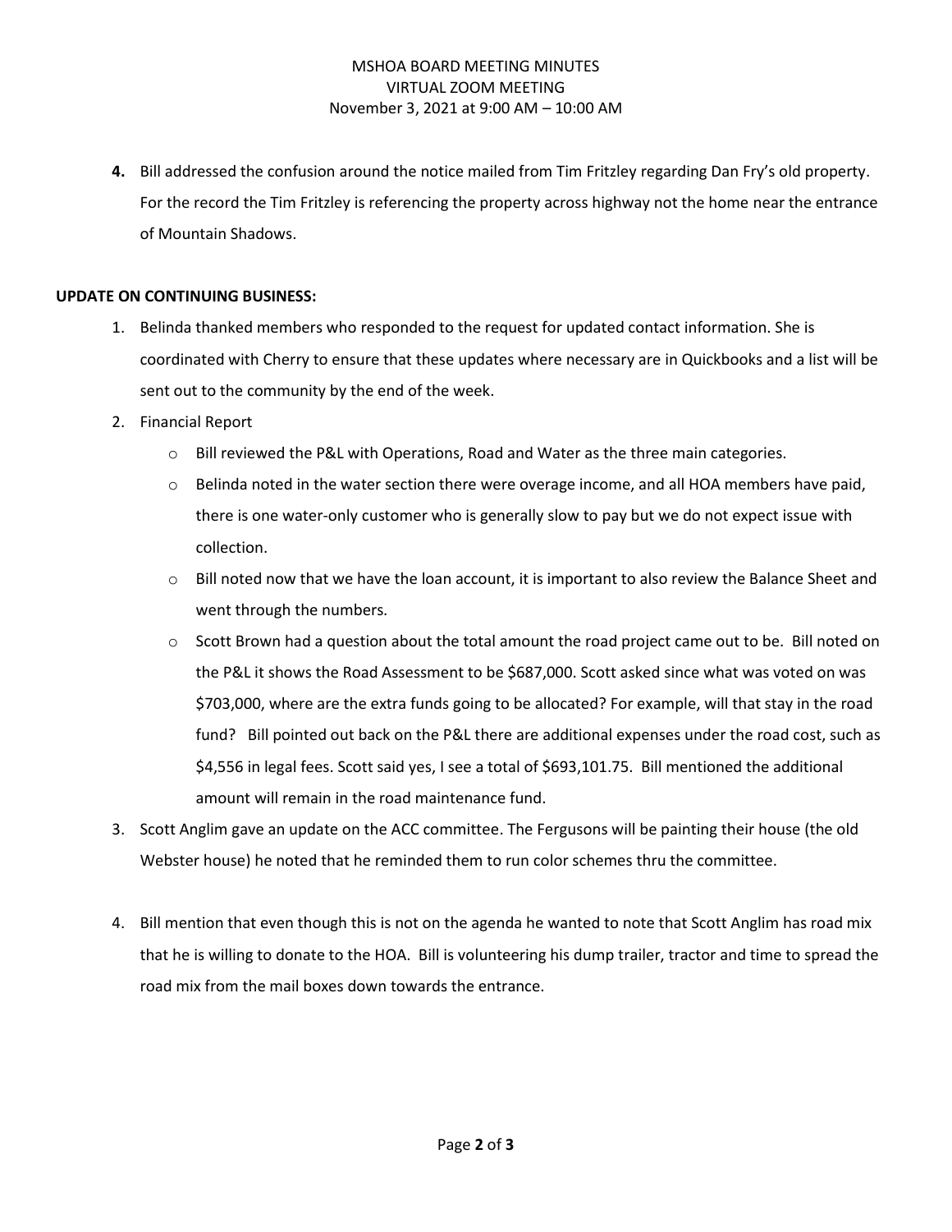4. Bill addressed the confusion around the notice mailed from Tim Fritzley regarding Dan Fry's old property. For the record the Tim Fritzley is referencing the property across highway not the home near the entrance of Mountain Shadows.

**UPDATE ON CONTINUING BUSINESS:**

1. Belinda thanked members who responded to the request for updated contact information. She is coordinated with Cherry to ensure that these updates where necessary are in Quickbooks and a list will be sent out to the community by the end of the week.
2. Financial Report
   - Bill reviewed the P&L with Operations, Road and Water as the three main categories.
   - Belinda noted in the water section there were overage income, and all HOA members have paid, there is one water-only customer who is generally slow to pay but we do not expect issue with collection.
   - Bill noted now that we have the loan account, it is important to also review the Balance Sheet and went through the numbers.
   - Scott Brown had a question about the total amount the road project came out to be. Bill noted on the P&L it shows the Road Assessment to be $687,000. Scott asked since what was voted on was $703,000, where are the extra funds going to be allocated? For example, will that stay in the road fund? Bill pointed out back on the P&L there are additional expenses under the road cost, such as $4,556 in legal fees. Scott said yes, I see a total of $693,101.75. Bill mentioned the additional amount will remain in the road maintenance fund.
3. Scott Anglim gave an update on the ACC committee. The Fergusons will be painting their house (the old Webster house) he noted that he reminded them to run color schemes thru the committee.
4. Bill mention that even though this is not on the agenda he wanted to note that Scott Anglim has road mix that he is willing to donate to the HOA. Bill is volunteering his dump trailer, tractor and time to spread the road mix from the mail boxes down towards the entrance.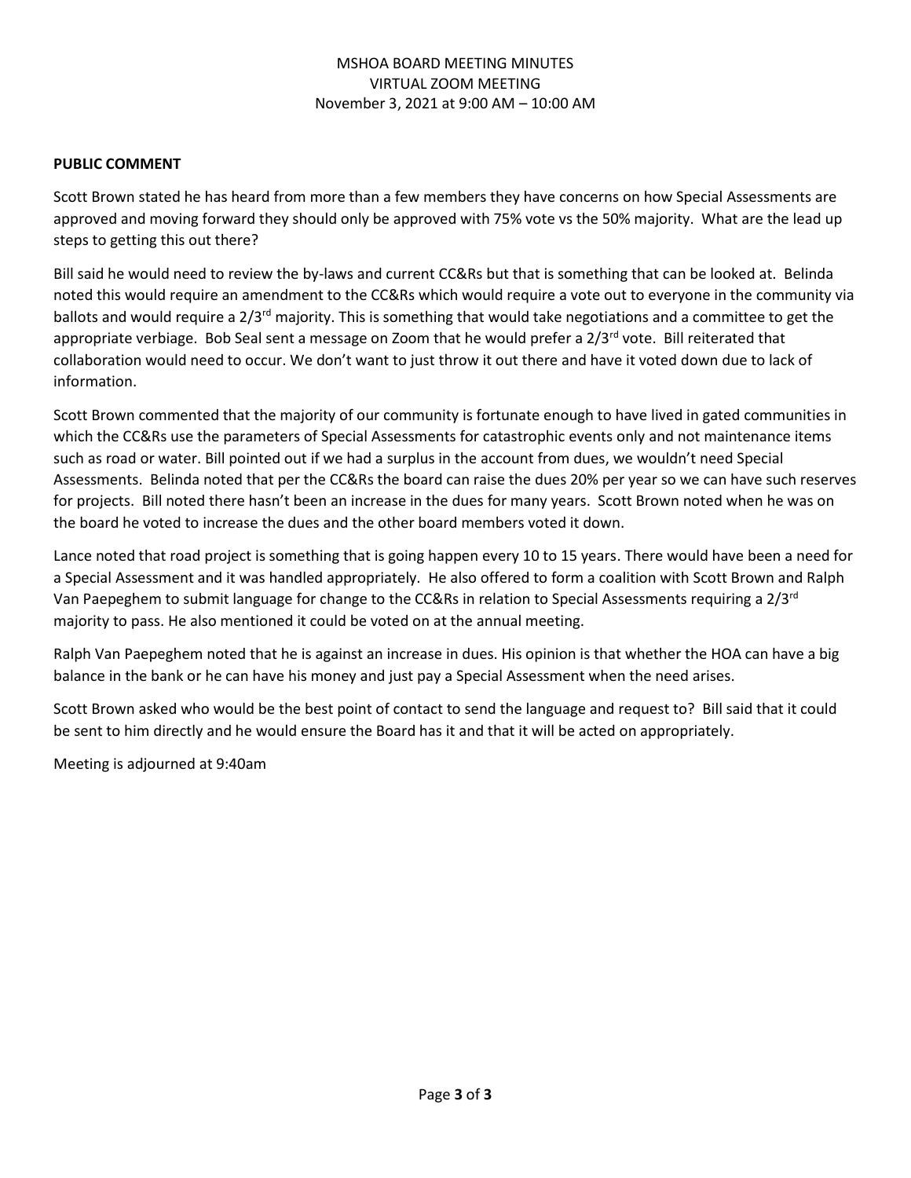MSHOA BOARD MEETING MINUTES
VIRTUAL ZOOM MEETING
November 3, 2021 at 9:00 AM – 10:00 AM

**PUBLIC COMMENT**

Scott Brown stated he has heard from more than a few members they have concerns on how Special Assessments are approved and moving forward they should only be approved with 75% vote vs the 50% majority. What are the lead up steps to getting this out there?

Bill said he would need to review the by-laws and current CC&Rs but that is something that can be looked at. Belinda noted this would require an amendment to the CC&Rs which would require a vote out to everyone in the community via ballots and would require a 2/3rd majority. This is something that would take negotiations and a committee to get the appropriate verbiage. Bob Seal sent a message on Zoom that he would prefer a 2/3rd vote. Bill reiterated that collaboration would need to occur. We don't want to just throw it out there and have it voted down due to lack of information.

Scott Brown commented that the majority of our community is fortunate enough to have lived in gated communities in which the CC&Rs use the parameters of Special Assessments for catastrophic events only and not maintenance items such as road or water. Bill pointed out if we had a surplus in the account from dues, we wouldn't need Special Assessments. Belinda noted that per the CC&Rs the board can raise the dues 20% per year so we can have such reserves for projects. Bill noted there hasn't been an increase in the dues for many years. Scott Brown noted when he was on the board he voted to increase the dues and the other board members voted it down.

Lance noted that road project is something that is going happen every 10 to 15 years. There would have been a need for a Special Assessment and it was handled appropriately. He also offered to form a coalition with Scott Brown and Ralph Van Paepeghem to submit language for change to the CC&Rs in relation to Special Assessments requiring a 2/3rd majority to pass. He also mentioned it could be voted on at the annual meeting.

Ralph Van Paepeghem noted that he is against an increase in dues. His opinion is that whether the HOA can have a big balance in the bank or he can have his money and just pay a Special Assessment when the need arises.

Scott Brown asked who would be the best point of contact to send the language and request to? Bill said that it could be sent to him directly and he would ensure the Board has it and that it will be acted on appropriately.

Meeting is adjourned at 9:40am